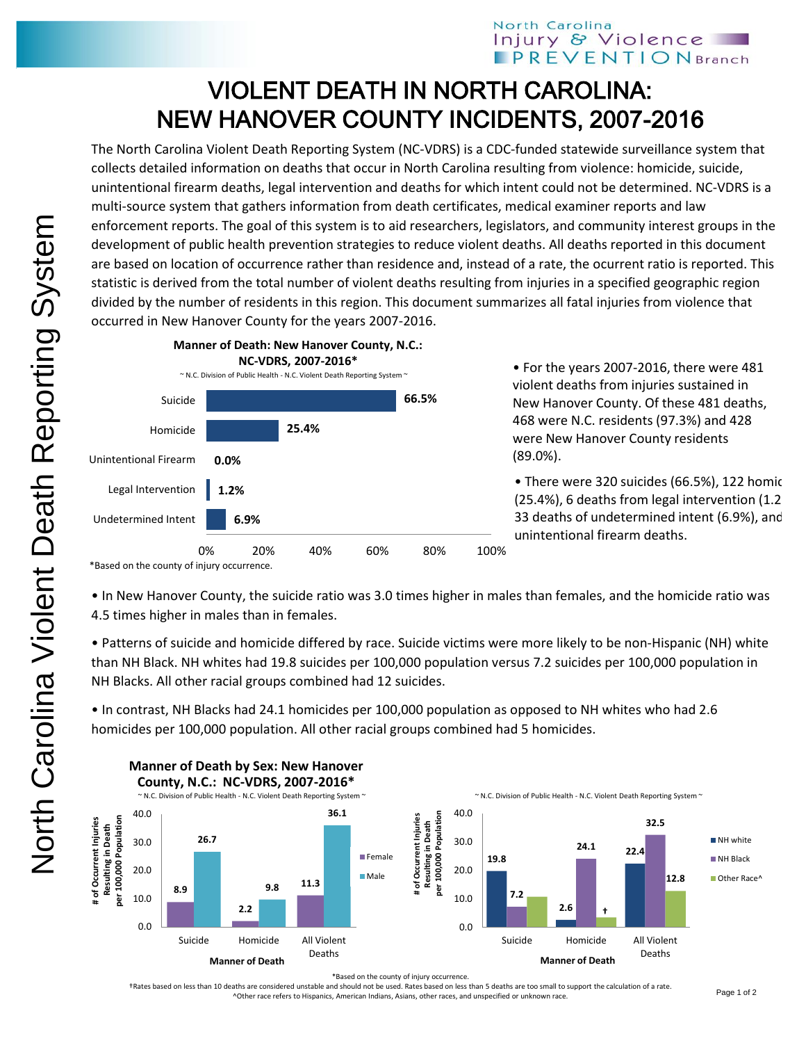# VIOLENT DEATH IN NORTH CAROLINA: NEW HANOVER COUNTY INCIDENTS, 2007-2016

The North Carolina Violent Death Reporting System (NC-VDRS) is a CDC-funded statewide surveillance system that collects detailed information on deaths that occur in North Carolina resulting from violence: homicide, suicide, unintentional firearm deaths, legal intervention and deaths for which intent could not be determined. NC-VDRS is a multi-source system that gathers information from death certificates, medical examiner reports and law enforcement reports. The goal of this system is to aid researchers, legislators, and community interest groups in the development of public health prevention strategies to reduce violent deaths. All deaths reported in this document are based on location of occurrence rather than residence and, instead of a rate, the ocurrent ratio is reported. This statistic is derived from the total number of violent deaths resulting from injuries in a specified geographic region divided by the number of residents in this region. This document summarizes all fatal injuries from violence that occurred in New Hanover County for the years 2007-2016.

**Manner of Death: New Hanover County, N.C.: NC-VDRS, 2007-2016***

~ N.C. Division of Public Health - N.C. Violent Death Reporting System ~

| Manner of Death | Percent |
|---|---|
| Suicide | 66.5% |
| Homicide | 25.4% |
| Unintentional Firearm | 0.0% |
| Legal Intervention | 1.2% |
| Undetermined Intent | 6.9% |

*Based on the county of injury occurrence.

- For the years 2007-2016, there were 481 violent deaths from injuries sustained in New Hanover County. Of these 481 deaths, 468 were N.C. residents (97.3%) and 428 were New Hanover County residents (89.0%).
- There were 320 suicides (66.5%), 122 homic (25.4%), 6 deaths from legal intervention (1.2 33 deaths of undetermined intent (6.9%), and unintentional firearm deaths.

- In New Hanover County, the suicide ratio was 3.0 times higher in males than females, and the homicide ratio was 4.5 times higher in males than in females.
- Patterns of suicide and homicide differed by race. Suicide victims were more likely to be non-Hispanic (NH) white than NH Black. NH whites had 19.8 suicides per 100,000 population versus 7.2 suicides per 100,000 population in NH Blacks. All other racial groups combined had 12 suicides.
- In contrast, NH Blacks had 24.1 homicides per 100,000 population as opposed to NH whites who had 2.6 homicides per 100,000 population. All other racial groups combined had 5 homicides.

**Manner of Death by Sex: New Hanover County, N.C.: NC-VDRS, 2007-2016***

~ N.C. Division of Public Health - N.C. Violent Death Reporting System ~

# of Occurrent Injuries Resulting in Death per 100,000 Population

| Manner of Death | Female | Male |
|---|---|---|
| Suicide | 8.9 | 26.7 |
| Homicide | 2.2 | 9.8 |
| All Violent Deaths | 11.3 | 36.1 |

~ N.C. Division of Public Health - N.C. Violent Death Reporting System ~

# of Occurrent Injuries Resulting in Death per 100,000 Population

| Manner of Death | NH white | NH Black | Other Race^ |
|---|---|---|---|
| Suicide | 19.8 | 7.2 | |
| Homicide | 2.6 | 24.1 | † |
| All Violent Deaths | 22.4 | 32.5 | 12.8 |

*Based on the county of injury occurrence.

†Rates based on less than 10 deaths are considered unstable and should not be used. Rates based on less than 5 deaths are too small to support the calculation of a rate.

^Other race refers to Hispanics, American Indians, Asians, other races, and unspecified or unknown race.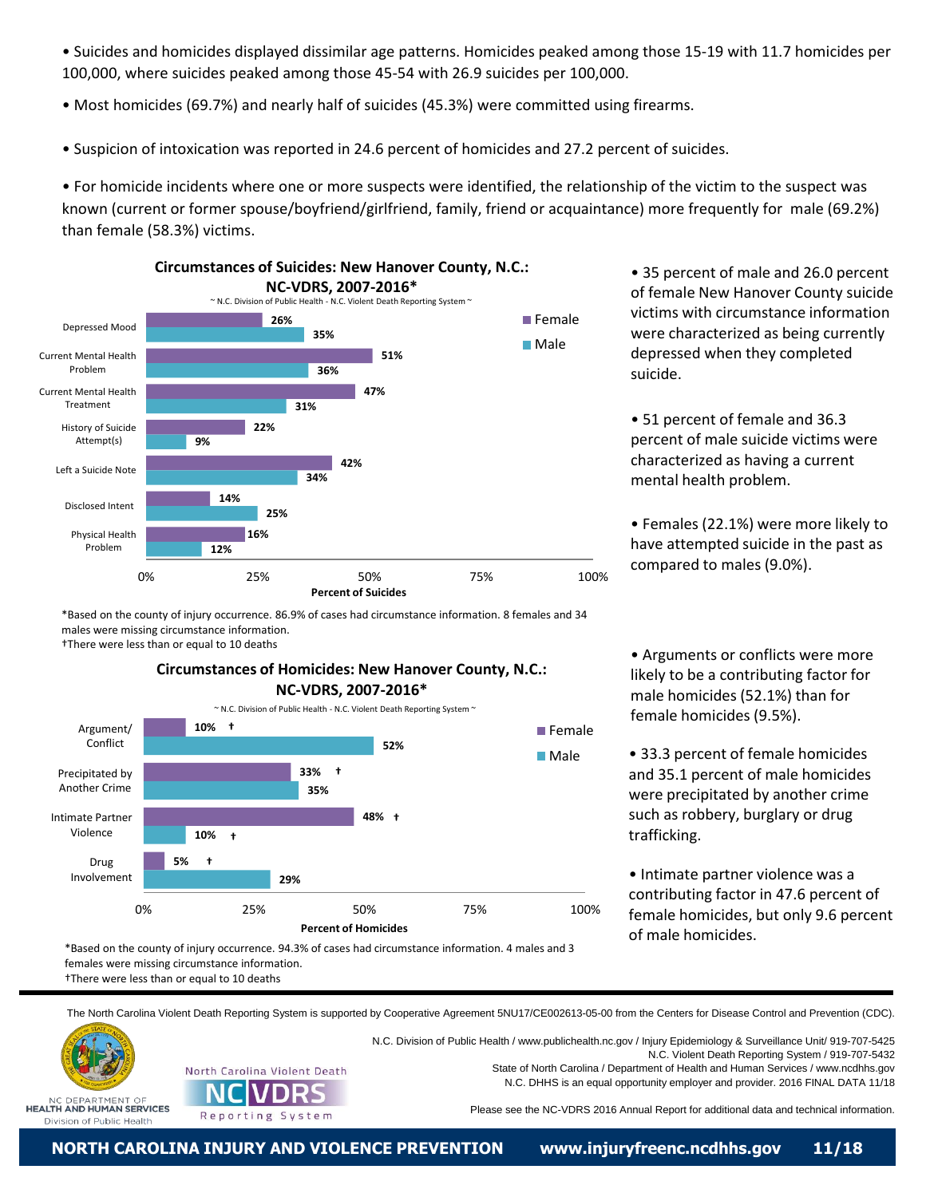- Suicides and homicides displayed dissimilar age patterns. Homicides peaked among those 15-19 with 11.7 homicides per 100,000, where suicides peaked among those 45-54 with 26.9 suicides per 100,000.

- Most homicides (69.7%) and nearly half of suicides (45.3%) were committed using firearms.

- Suspicion of intoxication was reported in 24.6 percent of homicides and 27.2 percent of suicides.

- For homicide incidents where one or more suspects were identified, the relationship of the victim to the suspect was known (current or former spouse/boyfriend/girlfriend, family, friend or acquaintance) more frequently for male (69.2%) than female (58.3%) victims.

**Circumstances of Suicides: New Hanover County, N.C.: NC-VDRS, 2007-2016***

~ N.C. Division of Public Health - N.C. Violent Death Reporting System ~

Female
Male

Depressed Mood: 26% / 35%
Current Mental Health Problem: 51% / 36%
Current Mental Health Treatment: 47% / 31%
History of Suicide Attempt(s): 22% / 9%
Left a Suicide Note: 42% / 34%
Disclosed Intent: 14% / 25%
Physical Health Problem: 16% / 12%

0% 25% 50% 75% 100%
Percent of Suicides

*Based on the county of injury occurrence. 86.9% of cases had circumstance information. 8 females and 34 males were missing circumstance information.
†There were less than or equal to 10 deaths

- 35 percent of male and 26.0 percent of female New Hanover County suicide victims with circumstance information were characterized as being currently depressed when they completed suicide.

- 51 percent of female and 36.3 percent of male suicide victims were characterized as having a current mental health problem.

- Females (22.1%) were more likely to have attempted suicide in the past as compared to males (9.0%).

**Circumstances of Homicides: New Hanover County, N.C.: NC-VDRS, 2007-2016***

~ N.C. Division of Public Health - N.C. Violent Death Reporting System ~

Female
Male

Argument/ Conflict: 10% † / 52%
Precipitated by Another Crime: 33% † / 35%
Intimate Partner Violence: 48% † / 10% †
Drug Involvement: 5% † / 29%

0% 25% 50% 75% 100%
Percent of Homicides

*Based on the county of injury occurrence. 94.3% of cases had circumstance information. 4 males and 3 females were missing circumstance information.
†There were less than or equal to 10 deaths

- Arguments or conflicts were more likely to be a contributing factor for male homicides (52.1%) than for female homicides (9.5%).

- 33.3 percent of female homicides and 35.1 percent of male homicides were precipitated by another crime such as robbery, burglary or drug trafficking.

- Intimate partner violence was a contributing factor in 47.6 percent of female homicides, but only 9.6 percent of male homicides.

The North Carolina Violent Death Reporting System is supported by Cooperative Agreement 5NU17/CE002613-05-00 from the Centers for Disease Control and Prevention (CDC).

N.C. Division of Public Health / www.publichealth.nc.gov / Injury Epidemiology & Surveillance Unit/ 919-707-5425
N.C. Violent Death Reporting System / 919-707-5432
State of North Carolina / Department of Health and Human Services / www.ncdhhs.gov
N.C. DHHS is an equal opportunity employer and provider. 2016 FINAL DATA 11/18

Please see the NC-VDRS 2016 Annual Report for additional data and technical information.

NORTH CAROLINA INJURY AND VIOLENCE PREVENTION www.injuryfreenc.ncdhhs.gov